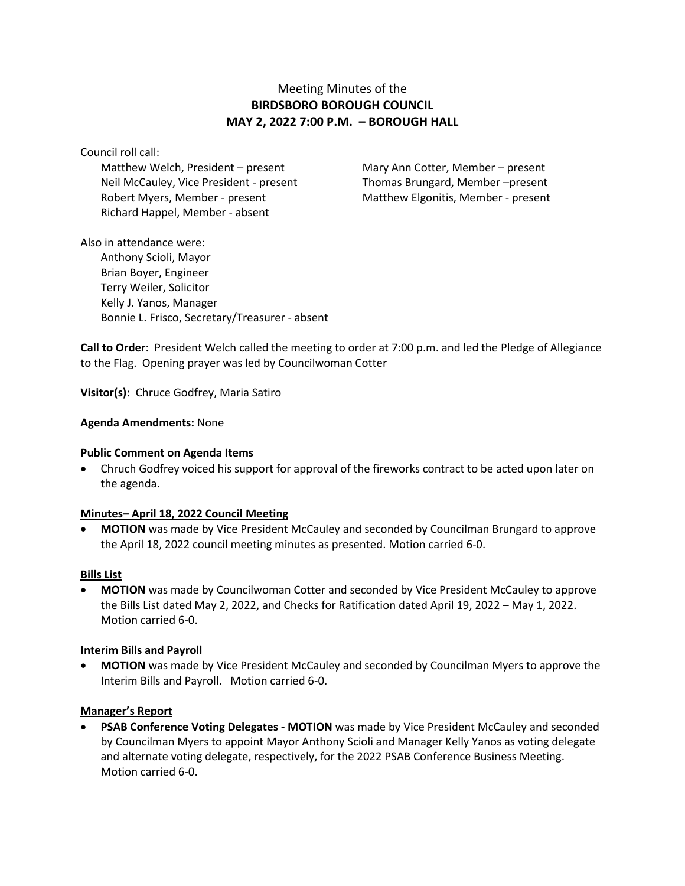# Meeting Minutes of the
## BIRDSBORO BOROUGH COUNCIL
## MAY 2, 2022 7:00 P.M. – BOROUGH HALL

Council roll call:

Matthew Welch, President – present
Neil McCauley, Vice President - present
Robert Myers, Member - present
Richard Happel, Member - absent
Mary Ann Cotter, Member – present
Thomas Brungard, Member –present
Matthew Elgonitis, Member - present

Also in attendance were:

Anthony Scioli, Mayor
Brian Boyer, Engineer
Terry Weiler, Solicitor
Kelly J. Yanos, Manager
Bonnie L. Frisco, Secretary/Treasurer - absent

**Call to Order**: President Welch called the meeting to order at 7:00 p.m. and led the Pledge of Allegiance to the Flag. Opening prayer was led by Councilwoman Cotter

**Visitor(s):** Chruce Godfrey, Maria Satiro

**Agenda Amendments:** None

**Public Comment on Agenda Items**

- Chruch Godfrey voiced his support for approval of the fireworks contract to be acted upon later on the agenda.

**Minutes– April 18, 2022 Council Meeting**

- **MOTION** was made by Vice President McCauley and seconded by Councilman Brungard to approve the April 18, 2022 council meeting minutes as presented. Motion carried 6-0.

**Bills List**

- **MOTION** was made by Councilwoman Cotter and seconded by Vice President McCauley to approve the Bills List dated May 2, 2022, and Checks for Ratification dated April 19, 2022 – May 1, 2022. Motion carried 6-0.

**Interim Bills and Payroll**

- **MOTION** was made by Vice President McCauley and seconded by Councilman Myers to approve the Interim Bills and Payroll. Motion carried 6-0.

**Manager's Report**

- **PSAB Conference Voting Delegates - MOTION** was made by Vice President McCauley and seconded by Councilman Myers to appoint Mayor Anthony Scioli and Manager Kelly Yanos as voting delegate and alternate voting delegate, respectively, for the 2022 PSAB Conference Business Meeting. Motion carried 6-0.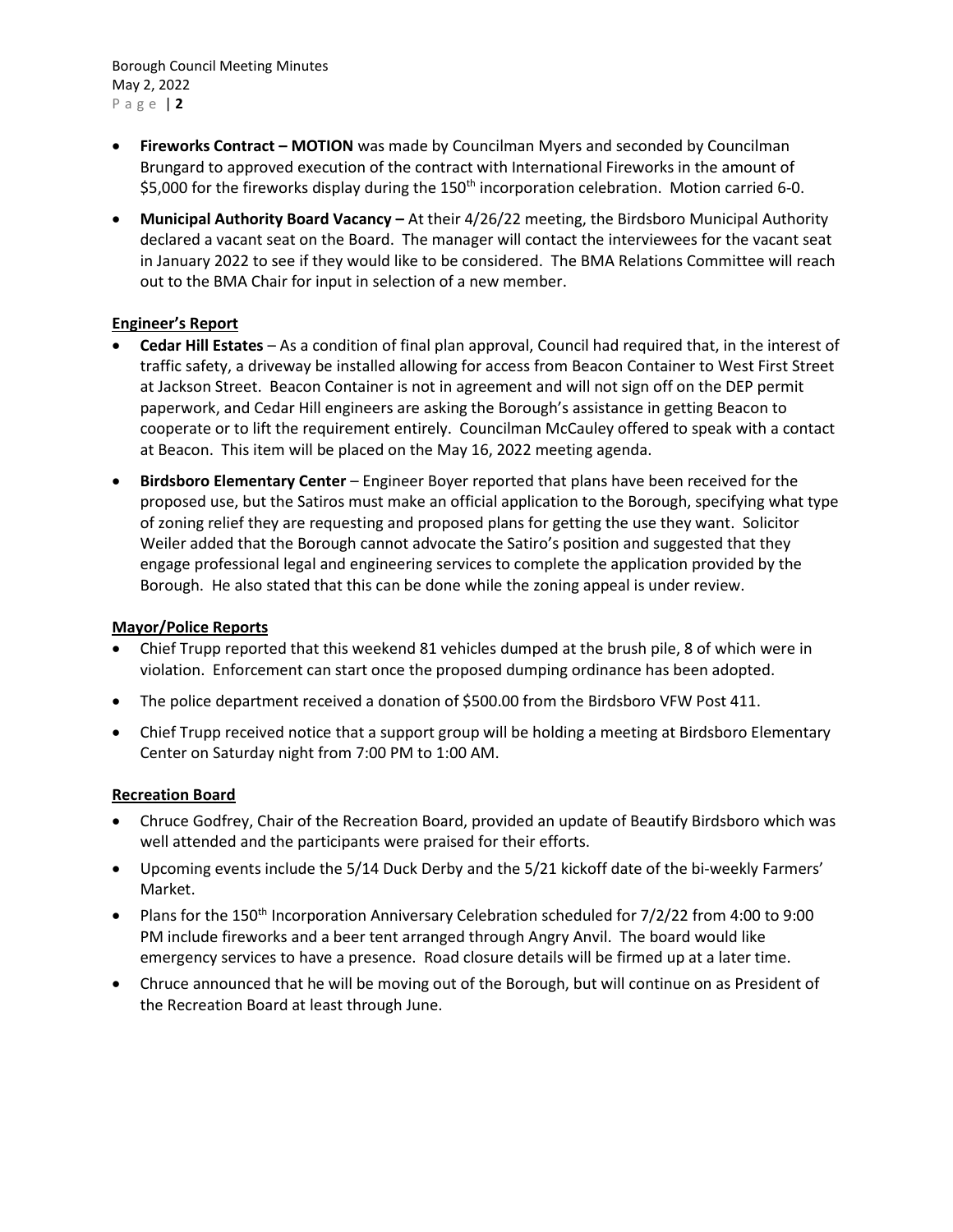- **Fireworks Contract – MOTION** was made by Councilman Myers and seconded by Councilman Brungard to approved execution of the contract with International Fireworks in the amount of $5,000 for the fireworks display during the 150th incorporation celebration. Motion carried 6-0.
- **Municipal Authority Board Vacancy –** At their 4/26/22 meeting, the Birdsboro Municipal Authority declared a vacant seat on the Board. The manager will contact the interviewees for the vacant seat in January 2022 to see if they would like to be considered. The BMA Relations Committee will reach out to the BMA Chair for input in selection of a new member.

**Engineer's Report**

- **Cedar Hill Estates** – As a condition of final plan approval, Council had required that, in the interest of traffic safety, a driveway be installed allowing for access from Beacon Container to West First Street at Jackson Street. Beacon Container is not in agreement and will not sign off on the DEP permit paperwork, and Cedar Hill engineers are asking the Borough's assistance in getting Beacon to cooperate or to lift the requirement entirely. Councilman McCauley offered to speak with a contact at Beacon. This item will be placed on the May 16, 2022 meeting agenda.
- **Birdsboro Elementary Center** – Engineer Boyer reported that plans have been received for the proposed use, but the Satiros must make an official application to the Borough, specifying what type of zoning relief they are requesting and proposed plans for getting the use they want. Solicitor Weiler added that the Borough cannot advocate the Satiro's position and suggested that they engage professional legal and engineering services to complete the application provided by the Borough. He also stated that this can be done while the zoning appeal is under review.

**Mayor/Police Reports**

- Chief Trupp reported that this weekend 81 vehicles dumped at the brush pile, 8 of which were in violation. Enforcement can start once the proposed dumping ordinance has been adopted.
- The police department received a donation of $500.00 from the Birdsboro VFW Post 411.
- Chief Trupp received notice that a support group will be holding a meeting at Birdsboro Elementary Center on Saturday night from 7:00 PM to 1:00 AM.

**Recreation Board**

- Chruce Godfrey, Chair of the Recreation Board, provided an update of Beautify Birdsboro which was well attended and the participants were praised for their efforts.
- Upcoming events include the 5/14 Duck Derby and the 5/21 kickoff date of the bi-weekly Farmers' Market.
- Plans for the 150th Incorporation Anniversary Celebration scheduled for 7/2/22 from 4:00 to 9:00 PM include fireworks and a beer tent arranged through Angry Anvil. The board would like emergency services to have a presence. Road closure details will be firmed up at a later time.
- Chruce announced that he will be moving out of the Borough, but will continue on as President of the Recreation Board at least through June.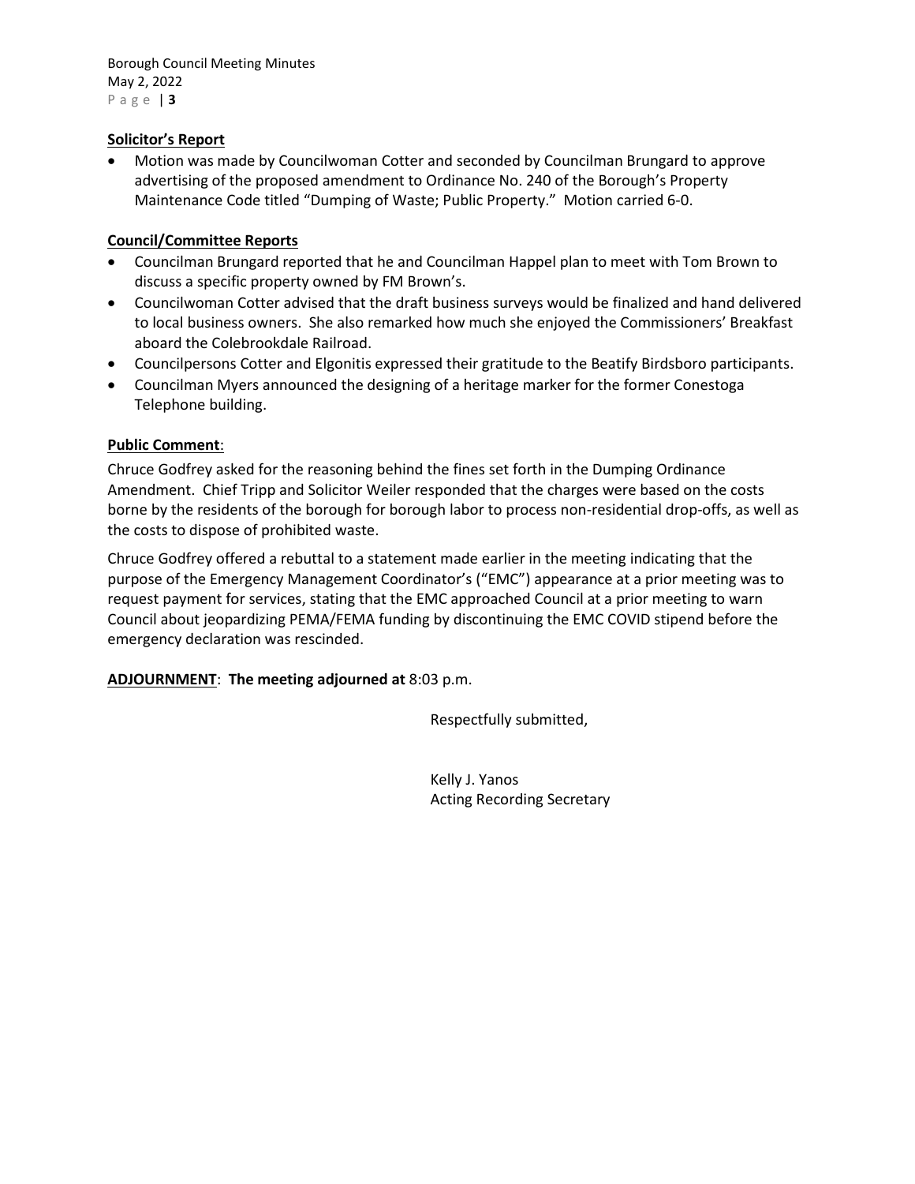**Solicitor's Report**

- Motion was made by Councilwoman Cotter and seconded by Councilman Brungard to approve advertising of the proposed amendment to Ordinance No. 240 of the Borough's Property Maintenance Code titled "Dumping of Waste; Public Property." Motion carried 6-0.

**Council/Committee Reports**

- Councilman Brungard reported that he and Councilman Happel plan to meet with Tom Brown to discuss a specific property owned by FM Brown's.
- Councilwoman Cotter advised that the draft business surveys would be finalized and hand delivered to local business owners. She also remarked how much she enjoyed the Commissioners' Breakfast aboard the Colebrookdale Railroad.
- Councilpersons Cotter and Elgonitis expressed their gratitude to the Beatify Birdsboro participants.
- Councilman Myers announced the designing of a heritage marker for the former Conestoga Telephone building.

**Public Comment**:

Chruce Godfrey asked for the reasoning behind the fines set forth in the Dumping Ordinance Amendment. Chief Tripp and Solicitor Weiler responded that the charges were based on the costs borne by the residents of the borough for borough labor to process non-residential drop-offs, as well as the costs to dispose of prohibited waste.

Chruce Godfrey offered a rebuttal to a statement made earlier in the meeting indicating that the purpose of the Emergency Management Coordinator's ("EMC") appearance at a prior meeting was to request payment for services, stating that the EMC approached Council at a prior meeting to warn Council about jeopardizing PEMA/FEMA funding by discontinuing the EMC COVID stipend before the emergency declaration was rescinded.

**ADJOURNMENT**: **The meeting adjourned at** 8:03 p.m.

Respectfully submitted,

Kelly J. Yanos
Acting Recording Secretary